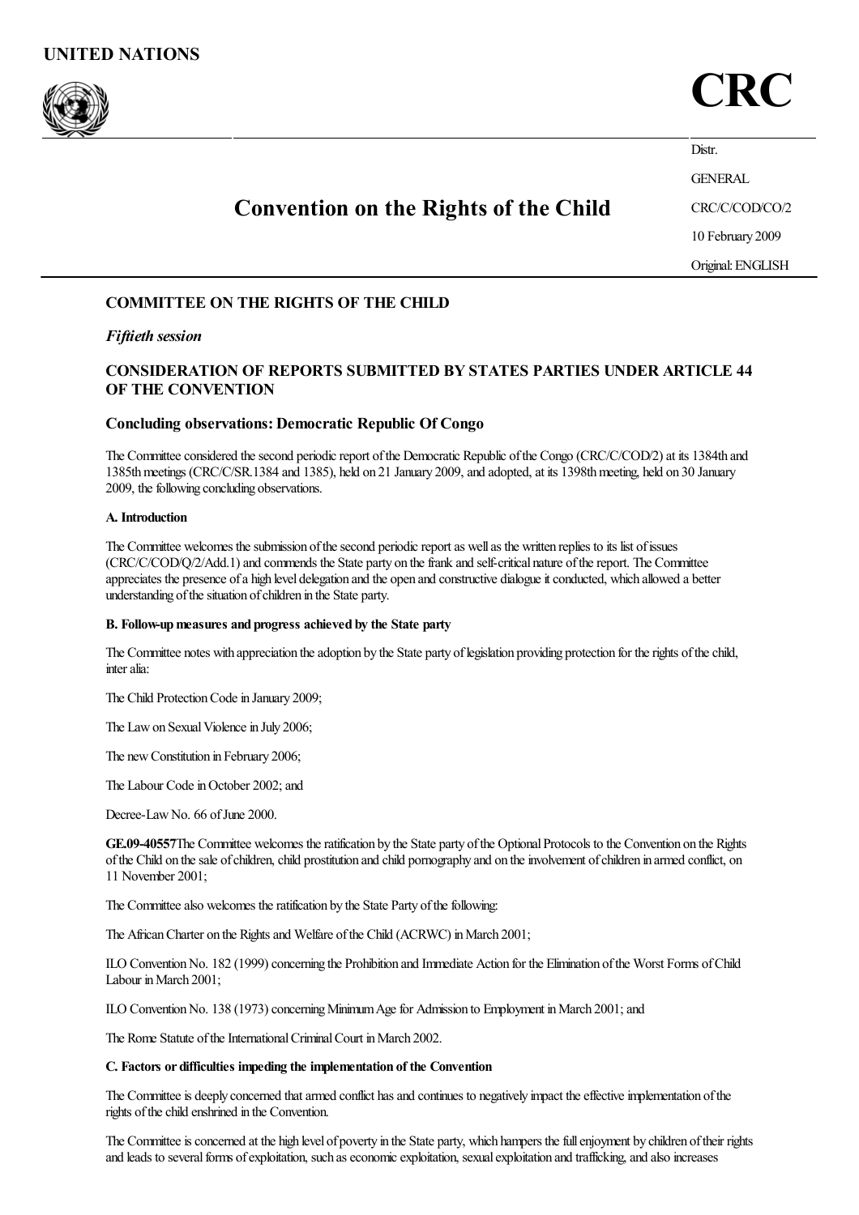**UNITED NATIONS**

# CRC

Distr.
GENERAL
CRC/C/COD/CO/2
10 February 2009
Original: ENGLISH

## Convention on the Rights of the Child

### COMMITTEE ON THE RIGHTS OF THE CHILD

*Fiftieth session*

### CONSIDERATION OF REPORTS SUBMITTED BY STATES PARTIES UNDER ARTICLE 44 OF THE CONVENTION

### Concluding observations: Democratic Republic Of Congo

The Committee considered the second periodic report of the Democratic Republic of the Congo (CRC/C/COD/2) at its 1384th and 1385th meetings (CRC/C/SR.1384 and 1385), held on 21 January 2009, and adopted, at its 1398th meeting, held on 30 January 2009, the following concluding observations.

**A. Introduction**

The Committee welcomes the submission of the second periodic report as well as the written replies to its list of issues (CRC/C/COD/Q/2/Add.1) and commends the State party on the frank and self-critical nature of the report. The Committee appreciates the presence of a high level delegation and the open and constructive dialogue it conducted, which allowed a better understanding of the situation of children in the State party.

**B. Follow-up measures and progress achieved by the State party**

The Committee notes with appreciation the adoption by the State party of legislation providing protection for the rights of the child, inter alia:

The Child Protection Code in January 2009;

The Law on Sexual Violence in July 2006;

The new Constitution in February 2006;

The Labour Code in October 2002; and

Decree-Law No. 66 of June 2000.

**GE.09-40557**The Committee welcomes the ratification by the State party of the Optional Protocols to the Convention on the Rights of the Child on the sale of children, child prostitution and child pornography and on the involvement of children in armed conflict, on 11 November 2001;

The Committee also welcomes the ratification by the State Party of the following:

The African Charter on the Rights and Welfare of the Child (ACRWC) in March 2001;

ILO Convention No. 182 (1999) concerning the Prohibition and Immediate Action for the Elimination of the Worst Forms of Child Labour in March 2001;

ILO Convention No. 138 (1973) concerning Minimum Age for Admission to Employment in March 2001; and

The Rome Statute of the International Criminal Court in March 2002.

**C. Factors or difficulties impeding the implementation of the Convention**

The Committee is deeply concerned that armed conflict has and continues to negatively impact the effective implementation of the rights of the child enshrined in the Convention.

The Committee is concerned at the high level of poverty in the State party, which hampers the full enjoyment by children of their rights and leads to several forms of exploitation, such as economic exploitation, sexual exploitation and trafficking, and also increases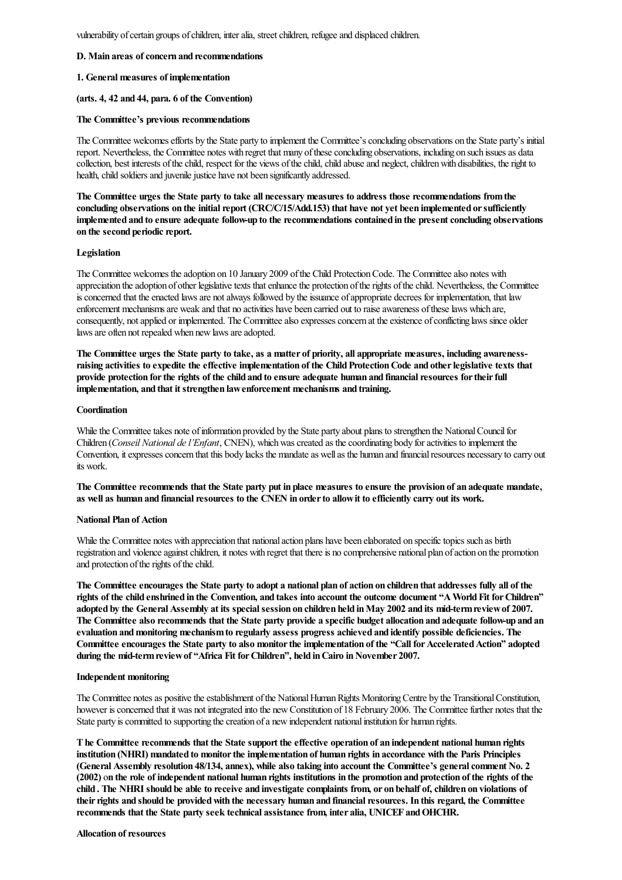vulnerability of certain groups of children, inter alia, street children, refugee and displaced children.

### D. Main areas of concern and recommendations

#### 1. General measures of implementation

#### (arts. 4, 42 and 44, para. 6 of the Convention)

**The Committee's previous recommendations**

The Committee welcomes efforts by the State party to implement the Committee's concluding observations on the State party's initial report. Nevertheless, the Committee notes with regret that many of these concluding observations, including on such issues as data collection, best interests of the child, respect for the views of the child, child abuse and neglect, children with disabilities, the right to health, child soldiers and juvenile justice have not been significantly addressed.

**The Committee urges the State party to take all necessary measures to address those recommendations from the concluding observations on the initial report (CRC/C/15/Add.153) that have not yet been implemented or sufficiently implemented and to ensure adequate follow-up to the recommendations contained in the present concluding observations on the second periodic report.**

**Legislation**

The Committee welcomes the adoption on 10 January 2009 of the Child Protection Code. The Committee also notes with appreciation the adoption of other legislative texts that enhance the protection of the rights of the child. Nevertheless, the Committee is concerned that the enacted laws are not always followed by the issuance of appropriate decrees for implementation, that law enforcement mechanisms are weak and that no activities have been carried out to raise awareness of these laws which are, consequently, not applied or implemented. The Committee also expresses concern at the existence of conflicting laws since older laws are often not repealed when new laws are adopted.

**The Committee urges the State party to take, as a matter of priority, all appropriate measures, including awareness-raising activities to expedite the effective implementation of the Child Protection Code and other legislative texts that provide protection for the rights of the child and to ensure adequate human and financial resources for their full implementation, and that it strengthen law enforcement mechanisms and training.**

**Coordination**

While the Committee takes note of information provided by the State party about plans to strengthen the National Council for Children (*Conseil National de l'Enfant*, CNEN), which was created as the coordinating body for activities to implement the Convention, it expresses concern that this body lacks the mandate as well as the human and financial resources necessary to carry out its work.

**The Committee recommends that the State party put in place measures to ensure the provision of an adequate mandate, as well as human and financial resources to the CNEN in order to allow it to efficiently carry out its work.**

**National Plan of Action**

While the Committee notes with appreciation that national action plans have been elaborated on specific topics such as birth registration and violence against children, it notes with regret that there is no comprehensive national plan of action on the promotion and protection of the rights of the child.

**The Committee encourages the State party to adopt a national plan of action on children that addresses fully all of the rights of the child enshrined in the Convention, and takes into account the outcome document "A World Fit for Children" adopted by the General Assembly at its special session on children held in May 2002 and its mid-term review of 2007. The Committee also recommends that the State party provide a specific budget allocation and adequate follow-up and an evaluation and monitoring mechanism to regularly assess progress achieved and identify possible deficiencies. The Committee encourages the State party to also monitor the implementation of the "Call for Accelerated Action" adopted during the mid-term review of "Africa Fit for Children", held in Cairo in November 2007.**

**Independent monitoring**

The Committee notes as positive the establishment of the National Human Rights Monitoring Centre by the Transitional Constitution, however is concerned that it was not integrated into the new Constitution of 18 February 2006. The Committee further notes that the State party is committed to supporting the creation of a new independent national institution for human rights.

**T he Committee recommends that the State support the effective operation of an independent national human rights institution (NHRI) mandated to monitor the implementation of human rights in accordance with the Paris Principles (General Assembly resolution 48/134, annex), while also taking into account the Committee's general comment No. 2 (2002) on the role of independent national human rights institutions in the promotion and protection of the rights of the child . The NHRI should be able to receive and investigate complaints from, or on behalf of, children on violations of their rights and should be provided with the necessary human and financial resources. In this regard, the Committee recommends that the State party seek technical assistance from, inter alia, UNICEF and OHCHR.**

**Allocation of resources**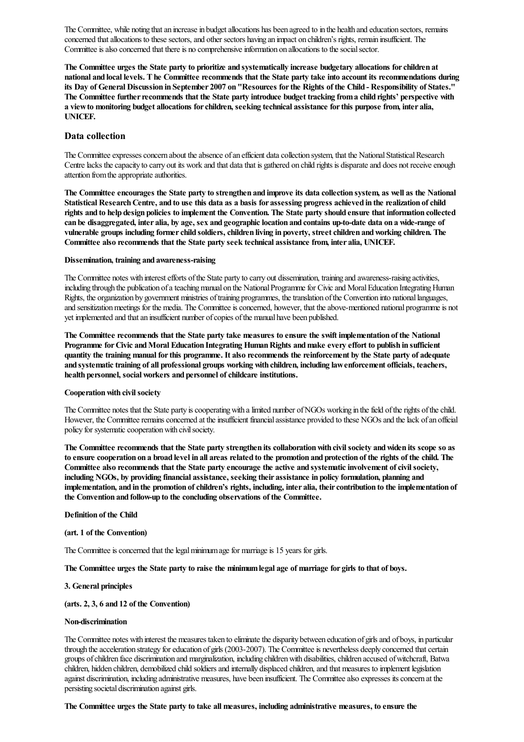The Committee, while noting that an increase in budget allocations has been agreed to in the health and education sectors, remains concerned that allocations to these sectors, and other sectors having an impact on children's rights, remain insufficient. The Committee is also concerned that there is no comprehensive information on allocations to the social sector.

**The Committee urges the State party to prioritize and systematically increase budgetary allocations for children at national and local levels. T he Committee recommends that the State party take into account its recommendations during its Day of General Discussion in September 2007 on "Resources for the Rights of the Child - Responsibility of States." The Committee further recommends that the State party introduce budget tracking from a child rights' perspective with a view to monitoring budget allocations for children, seeking technical assistance for this purpose from, inter alia, UNICEF.**

## Data collection

The Committee expresses concern about the absence of an efficient data collection system, that the National Statistical Research Centre lacks the capacity to carry out its work and that data that is gathered on child rights is disparate and does not receive enough attention from the appropriate authorities.

**The Committee encourages the State party to strengthen and improve its data collection system, as well as the National Statistical Research Centre, and to use this data as a basis for assessing progress achieved in the realization of child rights and to help design policies to implement the Convention. The State party should ensure that information collected can be disaggregated, inter alia, by age, sex and geographic location and contains up-to-date data on a wide-range of vulnerable groups including former child soldiers, children living in poverty, street children and working children. The Committee also recommends that the State party seek technical assistance from, inter alia, UNICEF.**

#### Dissemination, training and awareness-raising

The Committee notes with interest efforts of the State party to carry out dissemination, training and awareness-raising activities, including through the publication of a teaching manual on the National Programme for Civic and Moral Education Integrating Human Rights, the organization by government ministries of training programmes, the translation of the Convention into national languages, and sensitization meetings for the media. The Committee is concerned, however, that the above-mentioned national programme is not yet implemented and that an insufficient number of copies of the manual have been published.

**The Committee recommends that the State party take measures to ensure the swift implementation of the National Programme for Civic and Moral Education Integrating Human Rights and make every effort to publish in sufficient quantity the training manual for this programme. It also recommends the reinforcement by the State party of adequate and systematic training of all professional groups working with children, including law enforcement officials, teachers, health personnel, social workers and personnel of childcare institutions.**

#### Cooperation with civil society

The Committee notes that the State party is cooperating with a limited number of NGOs working in the field of the rights of the child. However, the Committee remains concerned at the insufficient financial assistance provided to these NGOs and the lack of an official policy for systematic cooperation with civil society.

**The Committee recommends that the State party strengthen its collaboration with civil society and widen its scope so as to ensure cooperation on a broad level in all areas related to the promotion and protection of the rights of the child. The Committee also recommends that the State party encourage the active and systematic involvement of civil society, including NGOs, by providing financial assistance, seeking their assistance in policy formulation, planning and implementation, and in the promotion of children's rights, including, inter alia, their contribution to the implementation of the Convention and follow-up to the concluding observations of the Committee.**

#### Definition of the Child

#### (art. 1 of the Convention)

The Committee is concerned that the legal minimum age for marriage is 15 years for girls.

**The Committee urges the State party to raise the minimum legal age of marriage for girls to that of boys.**

#### 3. General principles

#### (arts. 2, 3, 6 and 12 of the Convention)

#### Non-discrimination

The Committee notes with interest the measures taken to eliminate the disparity between education of girls and of boys, in particular through the acceleration strategy for education of girls (2003-2007). The Committee is nevertheless deeply concerned that certain groups of children face discrimination and marginalization, including children with disabilities, children accused of witchcraft, Batwa children, hidden children, demobilized child soldiers and internally displaced children, and that measures to implement legislation against discrimination, including administrative measures, have been insufficient. The Committee also expresses its concern at the persisting societal discrimination against girls.

**The Committee urges the State party to take all measures, including administrative measures, to ensure the**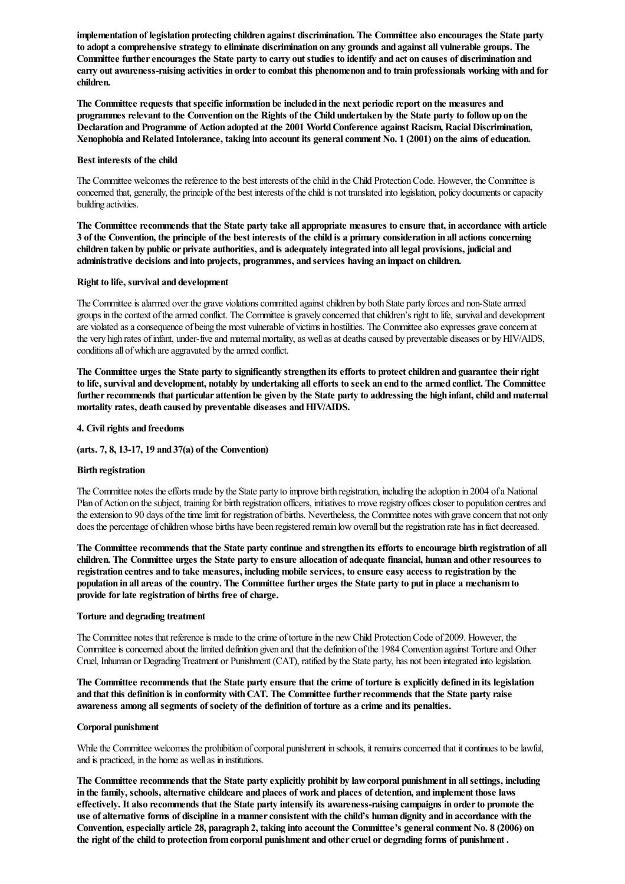**implementation of legislation protecting children against discrimination. The Committee also encourages the State party to adopt a comprehensive strategy to eliminate discrimination on any grounds and against all vulnerable groups. The Committee further encourages the State party to carry out studies to identify and act on causes of discrimination and carry out awareness-raising activities in order to combat this phenomenon and to train professionals working with and for children.**

**The Committee requests that specific information be included in the next periodic report on the measures and programmes relevant to the Convention on the Rights of the Child undertaken by the State party to follow up on the Declaration and Programme of Action adopted at the 2001 World Conference against Racism, Racial Discrimination, Xenophobia and Related Intolerance, taking into account its general comment No. 1 (2001) on the aims of education.**

**Best interests of the child**

The Committee welcomes the reference to the best interests of the child in the Child Protection Code. However, the Committee is concerned that, generally, the principle of the best interests of the child is not translated into legislation, policy documents or capacity building activities.

**The Committee recommends that the State party take all appropriate measures to ensure that, in accordance with article 3 of the Convention, the principle of the best interests of the child is a primary consideration in all actions concerning children taken by public or private authorities, and is adequately integrated into all legal provisions, judicial and administrative decisions and into projects, programmes, and services having an impact on children.**

**Right to life, survival and development**

The Committee is alarmed over the grave violations committed against children by both State party forces and non-State armed groups in the context of the armed conflict. The Committee is gravely concerned that children's right to life, survival and development are violated as a consequence of being the most vulnerable of victims in hostilities. The Committee also expresses grave concern at the very high rates of infant, under-five and maternal mortality, as well as at deaths caused by preventable diseases or by HIV/AIDS, conditions all of which are aggravated by the armed conflict.

**The Committee urges the State party to significantly strengthen its efforts to protect children and guarantee their right to life, survival and development, notably by undertaking all efforts to seek an end to the armed conflict. The Committee further recommends that particular attention be given by the State party to addressing the high infant, child and maternal mortality rates, death caused by preventable diseases and HIV/AIDS.**

**4. Civil rights and freedoms**

**(arts. 7, 8, 13-17, 19 and 37(a) of the Convention)**

**Birth registration**

The Committee notes the efforts made by the State party to improve birth registration, including the adoption in 2004 of a National Plan of Action on the subject, training for birth registration officers, initiatives to move registry offices closer to population centres and the extension to 90 days of the time limit for registration of births. Nevertheless, the Committee notes with grave concern that not only does the percentage of children whose births have been registered remain low overall but the registration rate has in fact decreased.

**The Committee recommends that the State party continue and strengthen its efforts to encourage birth registration of all children. The Committee urges the State party to ensure allocation of adequate financial, human and other resources to registration centres and to take measures, including mobile services, to ensure easy access to registration by the population in all areas of the country. The Committee further urges the State party to put in place a mechanism to provide for late registration of births free of charge.**

**Torture and degrading treatment**

The Committee notes that reference is made to the crime of torture in the new Child Protection Code of 2009. However, the Committee is concerned about the limited definition given and that the definition of the 1984 Convention against Torture and Other Cruel, Inhuman or Degrading Treatment or Punishment (CAT), ratified by the State party, has not been integrated into legislation.

**The Committee recommends that the State party ensure that the crime of torture is explicitly defined in its legislation and that this definition is in conformity with CAT. The Committee further recommends that the State party raise awareness among all segments of society of the definition of torture as a crime and its penalties.**

**Corporal punishment**

While the Committee welcomes the prohibition of corporal punishment in schools, it remains concerned that it continues to be lawful, and is practiced, in the home as well as in institutions.

**The Committee recommends that the State party explicitly prohibit by law corporal punishment in all settings, including in the family, schools, alternative childcare and places of work and places of detention, and implement those laws effectively. It also recommends that the State party intensify its awareness-raising campaigns in order to promote the use of alternative forms of discipline in a manner consistent with the child's human dignity and in accordance with the Convention, especially article 28, paragraph 2, taking into account the Committee's general comment No. 8 (2006) on the right of the child to protection from corporal punishment and other cruel or degrading forms of punishment .**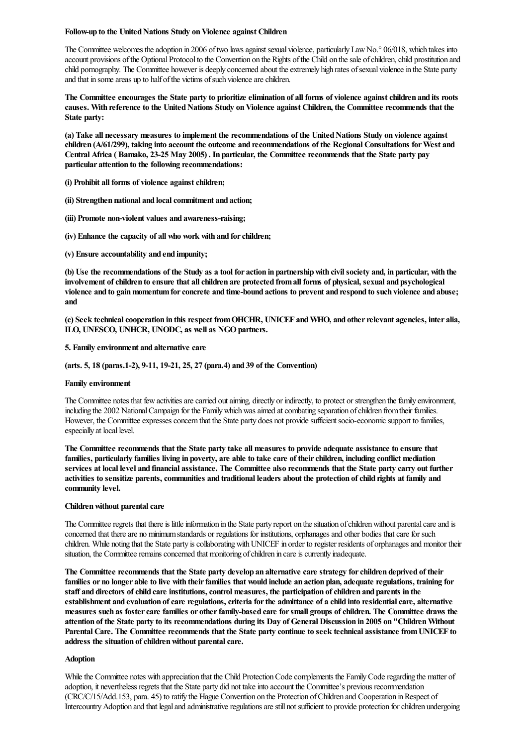**Follow-up to the United Nations Study on Violence against Children**

The Committee welcomes the adoption in 2006 of two laws against sexual violence, particularly Law No.° 06/018, which takes into account provisions of the Optional Protocol to the Convention on the Rights of the Child on the sale of children, child prostitution and child pornography. The Committee however is deeply concerned about the extremely high rates of sexual violence in the State party and that in some areas up to half of the victims of such violence are children.

**The Committee encourages the State party to prioritize elimination of all forms of violence against children and its roots causes. With reference to the United Nations Study on Violence against Children, the Committee recommends that the State party:**

**(a) Take all necessary measures to implement the recommendations of the United Nations Study on violence against children (A/61/299), taking into account the outcome and recommendations of the Regional Consultations for West and Central Africa ( Bamako, 23-25 May 2005) . In particular, the Committee recommends that the State party pay particular attention to the following recommendations:**

**(i) Prohibit all forms of violence against children;**

**(ii) Strengthen national and local commitment and action;**

**(iii) Promote non-violent values and awareness-raising;**

**(iv) Enhance the capacity of all who work with and for children;**

**(v) Ensure accountability and end impunity;**

**(b) Use the recommendations of the Study as a tool for action in partnership with civil society and, in particular, with the involvement of children to ensure that all children are protected from all forms of physical, sexual and psychological violence and to gain momentum for concrete and time-bound actions to prevent and respond to such violence and abuse; and**

**(c) Seek technical cooperation in this respect from OHCHR, UNICEF and WHO, and other relevant agencies, inter alia, ILO, UNESCO, UNHCR, UNODC, as well as NGO partners.**

**5. Family environment and alternative care**

**(arts. 5, 18 (paras.1-2), 9-11, 19-21, 25, 27 (para.4) and 39 of the Convention)**

**Family environment**

The Committee notes that few activities are carried out aiming, directly or indirectly, to protect or strengthen the family environment, including the 2002 National Campaign for the Family which was aimed at combating separation of children from their families. However, the Committee expresses concern that the State party does not provide sufficient socio-economic support to families, especially at local level.

**The Committee recommends that the State party take all measures to provide adequate assistance to ensure that families, particularly families living in poverty, are able to take care of their children, including conflict mediation services at local level and financial assistance. The Committee also recommends that the State party carry out further activities to sensitize parents, communities and traditional leaders about the protection of child rights at family and community level.**

**Children without parental care**

The Committee regrets that there is little information in the State party report on the situation of children without parental care and is concerned that there are no minimum standards or regulations for institutions, orphanages and other bodies that care for such children. While noting that the State party is collaborating with UNICEF in order to register residents of orphanages and monitor their situation, the Committee remains concerned that monitoring of children in care is currently inadequate.

**The Committee recommends that the State party develop an alternative care strategy for children deprived of their families or no longer able to live with their families that would include an action plan, adequate regulations, training for staff and directors of child care institutions, control measures, the participation of children and parents in the establishment and evaluation of care regulations, criteria for the admittance of a child into residential care, alternative measures such as foster care families or other family-based care for small groups of children. The Committee draws the attention of the State party to its recommendations during its Day of General Discussion in 2005 on "Children Without Parental Care. The Committee recommends that the State party continue to seek technical assistance from UNICEF to address the situation of children without parental care.**

**Adoption**

While the Committee notes with appreciation that the Child Protection Code complements the Family Code regarding the matter of adoption, it nevertheless regrets that the State party did not take into account the Committee's previous recommendation (CRC/C/15/Add.153, para. 45) to ratify the Hague Convention on the Protection of Children and Cooperation in Respect of Intercountry Adoption and that legal and administrative regulations are still not sufficient to provide protection for children undergoing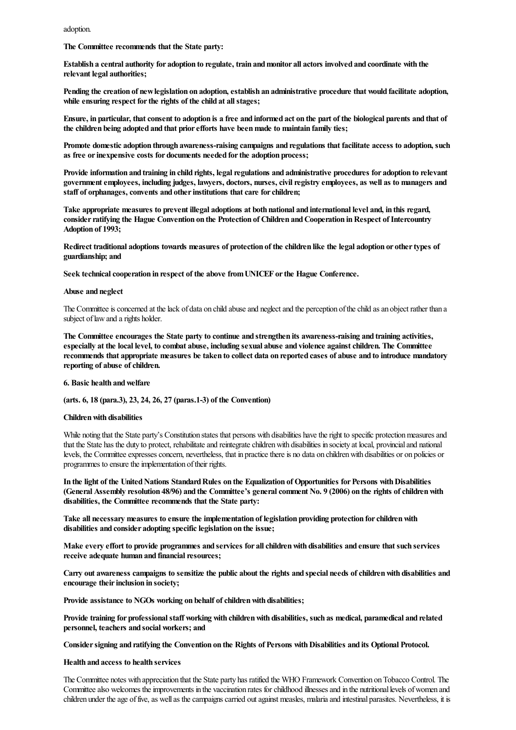adoption.

**The Committee recommends that the State party:**

**Establish a central authority for adoption to regulate, train and monitor all actors involved and coordinate with the relevant legal authorities;**

**Pending the creation of new legislation on adoption, establish an administrative procedure that would facilitate adoption, while ensuring respect for the rights of the child at all stages;**

**Ensure, in particular, that consent to adoption is a free and informed act on the part of the biological parents and that of the children being adopted and that prior efforts have been made to maintain family ties;**

**Promote domestic adoption through awareness-raising campaigns and regulations that facilitate access to adoption, such as free or inexpensive costs for documents needed for the adoption process;**

**Provide information and training in child rights, legal regulations and administrative procedures for adoption to relevant government employees, including judges, lawyers, doctors, nurses, civil registry employees, as well as to managers and staff of orphanages, convents and other institutions that care for children;**

**Take appropriate measures to prevent illegal adoptions at both national and international level and, in this regard, consider ratifying the Hague Convention on the Protection of Children and Cooperation in Respect of Intercountry Adoption of 1993;**

**Redirect traditional adoptions towards measures of protection of the children like the legal adoption or other types of guardianship; and**

**Seek technical cooperation in respect of the above from UNICEF or the Hague Conference.**

**Abuse and neglect**

The Committee is concerned at the lack of data on child abuse and neglect and the perception of the child as an object rather than a subject of law and a rights holder.

**The Committee encourages the State party to continue and strengthen its awareness-raising and training activities, especially at the local level, to combat abuse, including sexual abuse and violence against children. The Committee recommends that appropriate measures be taken to collect data on reported cases of abuse and to introduce mandatory reporting of abuse of children.**

**6. Basic health and welfare**

**(arts. 6, 18 (para.3), 23, 24, 26, 27 (paras.1-3) of the Convention)**

**Children with disabilities**

While noting that the State party's Constitution states that persons with disabilities have the right to specific protection measures and that the State has the duty to protect, rehabilitate and reintegrate children with disabilities in society at local, provincial and national levels, the Committee expresses concern, nevertheless, that in practice there is no data on children with disabilities or on policies or programmes to ensure the implementation of their rights.

**In the light of the United Nations Standard Rules on the Equalization of Opportunities for Persons with Disabilities (General Assembly resolution 48/96) and the Committee's general comment No. 9 (2006) on the rights of children with disabilities, the Committee recommends that the State party:**

**Take all necessary measures to ensure the implementation of legislation providing protection for children with disabilities and consider adopting specific legislation on the issue;**

**Make every effort to provide programmes and services for all children with disabilities and ensure that such services receive adequate human and financial resources;**

**Carry out awareness campaigns to sensitize the public about the rights and special needs of children with disabilities and encourage their inclusion in society;**

**Provide assistance to NGOs working on behalf of children with disabilities;**

**Provide training for professional staff working with children with disabilities, such as medical, paramedical and related personnel, teachers and social workers; and**

**Consider signing and ratifying the Convention on the Rights of Persons with Disabilities and its Optional Protocol.**

**Health and access to health services**

The Committee notes with appreciation that the State party has ratified the WHO Framework Convention on Tobacco Control. The Committee also welcomes the improvements in the vaccination rates for childhood illnesses and in the nutritional levels of women and children under the age of five, as well as the campaigns carried out against measles, malaria and intestinal parasites. Nevertheless, it is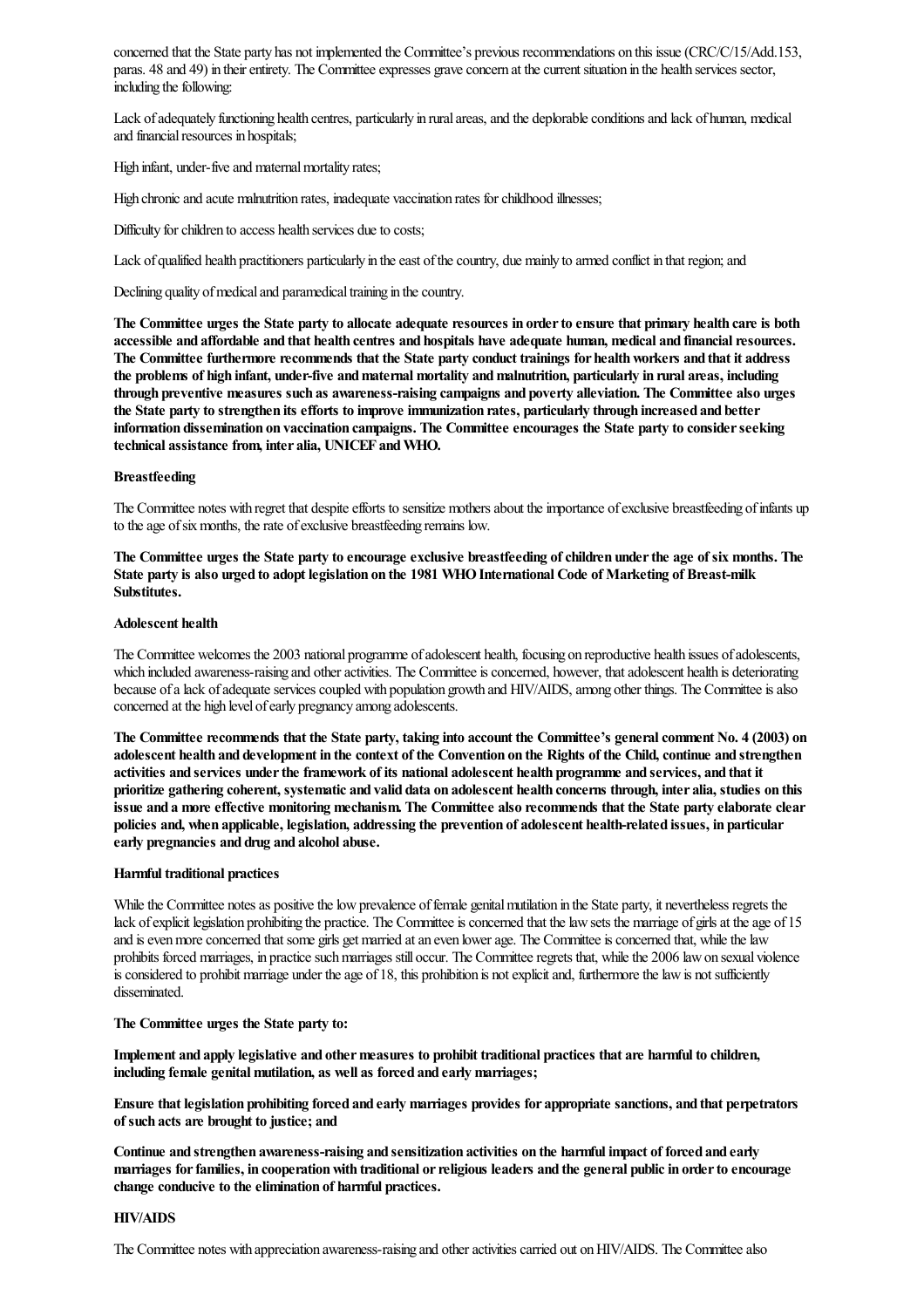concerned that the State party has not implemented the Committee's previous recommendations on this issue (CRC/C/15/Add.153, paras. 48 and 49) in their entirety. The Committee expresses grave concern at the current situation in the health services sector, including the following:

Lack of adequately functioning health centres, particularly in rural areas, and the deplorable conditions and lack of human, medical and financial resources in hospitals;

High infant, under-five and maternal mortality rates;

High chronic and acute malnutrition rates, inadequate vaccination rates for childhood illnesses;

Difficulty for children to access health services due to costs;

Lack of qualified health practitioners particularly in the east of the country, due mainly to armed conflict in that region; and

Declining quality of medical and paramedical training in the country.

**The Committee urges the State party to allocate adequate resources in order to ensure that primary health care is both accessible and affordable and that health centres and hospitals have adequate human, medical and financial resources. The Committee furthermore recommends that the State party conduct trainings for health workers and that it address the problems of high infant, under-five and maternal mortality and malnutrition, particularly in rural areas, including through preventive measures such as awareness-raising campaigns and poverty alleviation. The Committee also urges the State party to strengthen its efforts to improve immunization rates, particularly through increased and better information dissemination on vaccination campaigns. The Committee encourages the State party to consider seeking technical assistance from, inter alia, UNICEF and WHO.**

**Breastfeeding**

The Committee notes with regret that despite efforts to sensitize mothers about the importance of exclusive breastfeeding of infants up to the age of six months, the rate of exclusive breastfeeding remains low.

**The Committee urges the State party to encourage exclusive breastfeeding of children under the age of six months. The State party is also urged to adopt legislation on the 1981 WHO International Code of Marketing of Breast-milk Substitutes.**

**Adolescent health**

The Committee welcomes the 2003 national programme of adolescent health, focusing on reproductive health issues of adolescents, which included awareness-raising and other activities. The Committee is concerned, however, that adolescent health is deteriorating because of a lack of adequate services coupled with population growth and HIV/AIDS, among other things. The Committee is also concerned at the high level of early pregnancy among adolescents.

**The Committee recommends that the State party, taking into account the Committee's general comment No. 4 (2003) on adolescent health and development in the context of the Convention on the Rights of the Child, continue and strengthen activities and services under the framework of its national adolescent health programme and services, and that it prioritize gathering coherent, systematic and valid data on adolescent health concerns through, inter alia, studies on this issue and a more effective monitoring mechanism. The Committee also recommends that the State party elaborate clear policies and, when applicable, legislation, addressing the prevention of adolescent health-related issues, in particular early pregnancies and drug and alcohol abuse.**

**Harmful traditional practices**

While the Committee notes as positive the low prevalence of female genital mutilation in the State party, it nevertheless regrets the lack of explicit legislation prohibiting the practice. The Committee is concerned that the law sets the marriage of girls at the age of 15 and is even more concerned that some girls get married at an even lower age. The Committee is concerned that, while the law prohibits forced marriages, in practice such marriages still occur. The Committee regrets that, while the 2006 law on sexual violence is considered to prohibit marriage under the age of 18, this prohibition is not explicit and, furthermore the law is not sufficiently disseminated.

**The Committee urges the State party to:**

**Implement and apply legislative and other measures to prohibit traditional practices that are harmful to children, including female genital mutilation, as well as forced and early marriages;**

**Ensure that legislation prohibiting forced and early marriages provides for appropriate sanctions, and that perpetrators of such acts are brought to justice; and**

**Continue and strengthen awareness-raising and sensitization activities on the harmful impact of forced and early marriages for families, in cooperation with traditional or religious leaders and the general public in order to encourage change conducive to the elimination of harmful practices.**

**HIV/AIDS**

The Committee notes with appreciation awareness-raising and other activities carried out on HIV/AIDS. The Committee also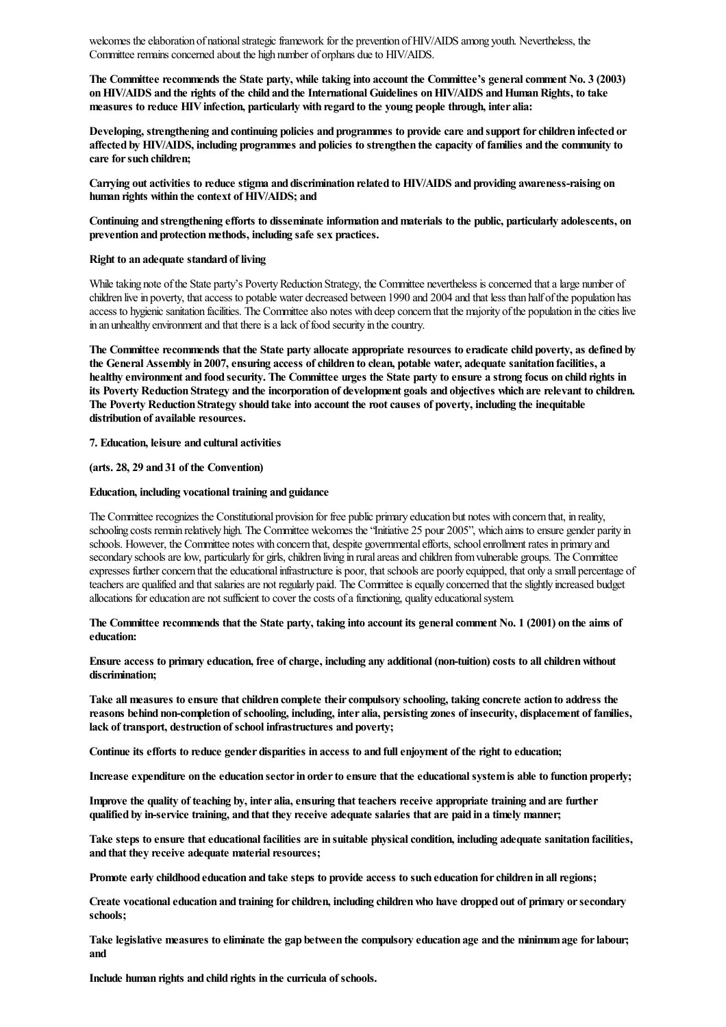welcomes the elaboration of national strategic framework for the prevention of HIV/AIDS among youth. Nevertheless, the Committee remains concerned about the high number of orphans due to HIV/AIDS.

**The Committee recommends the State party, while taking into account the Committee's general comment No. 3 (2003) on HIV/AIDS and the rights of the child and the International Guidelines on HIV/AIDS and Human Rights, to take measures to reduce HIV infection, particularly with regard to the young people through, inter alia:**

**Developing, strengthening and continuing policies and programmes to provide care and support for children infected or affected by HIV/AIDS, including programmes and policies to strengthen the capacity of families and the community to care for such children;**

**Carrying out activities to reduce stigma and discrimination related to HIV/AIDS and providing awareness-raising on human rights within the context of HIV/AIDS; and**

**Continuing and strengthening efforts to disseminate information and materials to the public, particularly adolescents, on prevention and protection methods, including safe sex practices.**

**Right to an adequate standard of living**

While taking note of the State party's Poverty Reduction Strategy, the Committee nevertheless is concerned that a large number of children live in poverty, that access to potable water decreased between 1990 and 2004 and that less than half of the population has access to hygienic sanitation facilities. The Committee also notes with deep concern that the majority of the population in the cities live in an unhealthy environment and that there is a lack of food security in the country.

**The Committee recommends that the State party allocate appropriate resources to eradicate child poverty, as defined by the General Assembly in 2007, ensuring access of children to clean, potable water, adequate sanitation facilities, a healthy environment and food security. The Committee urges the State party to ensure a strong focus on child rights in its Poverty Reduction Strategy and the incorporation of development goals and objectives which are relevant to children. The Poverty Reduction Strategy should take into account the root causes of poverty, including the inequitable distribution of available resources.**

**7. Education, leisure and cultural activities**

**(arts. 28, 29 and 31 of the Convention)**

**Education, including vocational training and guidance**

The Committee recognizes the Constitutional provision for free public primary education but notes with concern that, in reality, schooling costs remain relatively high. The Committee welcomes the "Initiative 25 pour 2005", which aims to ensure gender parity in schools. However, the Committee notes with concern that, despite governmental efforts, school enrollment rates in primary and secondary schools are low, particularly for girls, children living in rural areas and children from vulnerable groups. The Committee expresses further concern that the educational infrastructure is poor, that schools are poorly equipped, that only a small percentage of teachers are qualified and that salaries are not regularly paid. The Committee is equally concerned that the slightly increased budget allocations for education are not sufficient to cover the costs of a functioning, quality educational system.

**The Committee recommends that the State party, taking into account its general comment No. 1 (2001) on the aims of education:**

**Ensure access to primary education, free of charge, including any additional (non-tuition) costs to all children without discrimination;**

**Take all measures to ensure that children complete their compulsory schooling, taking concrete action to address the reasons behind non-completion of schooling, including, inter alia, persisting zones of insecurity, displacement of families, lack of transport, destruction of school infrastructures and poverty;**

**Continue its efforts to reduce gender disparities in access to and full enjoyment of the right to education;**

**Increase expenditure on the education sector in order to ensure that the educational system is able to function properly;**

**Improve the quality of teaching by, inter alia, ensuring that teachers receive appropriate training and are further qualified by in-service training, and that they receive adequate salaries that are paid in a timely manner;**

**Take steps to ensure that educational facilities are in suitable physical condition, including adequate sanitation facilities, and that they receive adequate material resources;**

**Promote early childhood education and take steps to provide access to such education for children in all regions;**

**Create vocational education and training for children, including children who have dropped out of primary or secondary schools;**

**Take legislative measures to eliminate the gap between the compulsory education age and the minimum age for labour; and**

**Include human rights and child rights in the curricula of schools.**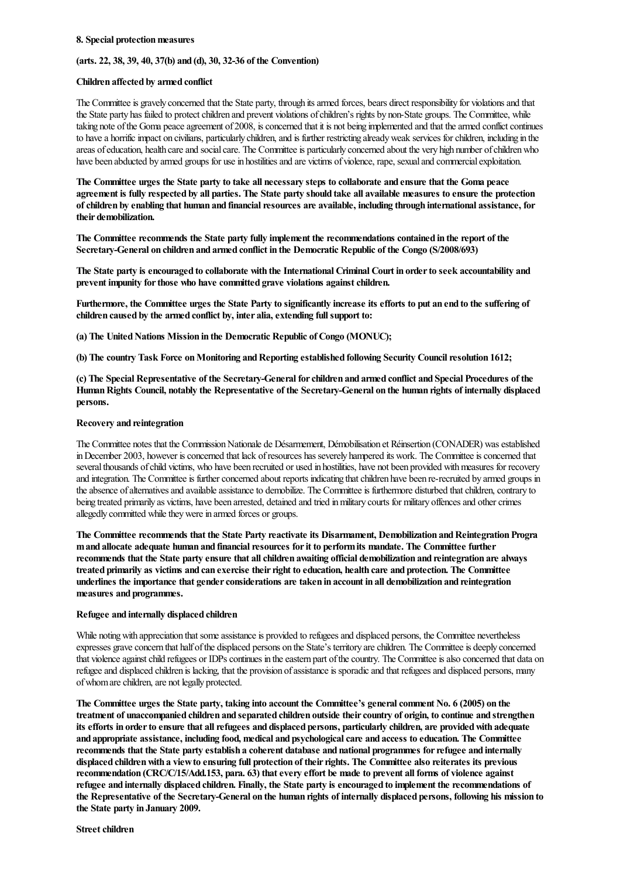**8. Special protection measures**

**(arts. 22, 38, 39, 40, 37(b) and (d), 30, 32-36 of the Convention)**

**Children affected by armed conflict**

The Committee is gravely concerned that the State party, through its armed forces, bears direct responsibility for violations and that the State party has failed to protect children and prevent violations of children's rights by non-State groups. The Committee, while taking note of the Goma peace agreement of 2008, is concerned that it is not being implemented and that the armed conflict continues to have a horrific impact on civilians, particularly children, and is further restricting already weak services for children, including in the areas of education, health care and social care. The Committee is particularly concerned about the very high number of children who have been abducted by armed groups for use in hostilities and are victims of violence, rape, sexual and commercial exploitation.

**The Committee urges the State party to take all necessary steps to collaborate and ensure that the Goma peace agreement is fully respected by all parties. The State party should take all available measures to ensure the protection of children by enabling that human and financial resources are available, including through international assistance, for their demobilization.**

**The Committee recommends the State party fully implement the recommendations contained in the report of the Secretary-General on children and armed conflict in the Democratic Republic of the Congo (S/2008/693)**

**The State party is encouraged to collaborate with the International Criminal Court in order to seek accountability and prevent impunity for those who have committed grave violations against children.**

**Furthermore, the Committee urges the State Party to significantly increase its efforts to put an end to the suffering of children caused by the armed conflict by, inter alia, extending full support to:**

**(a) The United Nations Mission in the Democratic Republic of Congo (MONUC);**

**(b) The country Task Force on Monitoring and Reporting established following Security Council resolution 1612;**

**(c) The Special Representative of the Secretary-General for children and armed conflict and Special Procedures of the Human Rights Council, notably the Representative of the Secretary-General on the human rights of internally displaced persons.**

**Recovery and reintegration**

The Committee notes that the Commission Nationale de Désarmement, Démobilisation et Réinsertion (CONADER) was established in December 2003, however is concerned that lack of resources has severely hampered its work. The Committee is concerned that several thousands of child victims, who have been recruited or used in hostilities, have not been provided with measures for recovery and integration. The Committee is further concerned about reports indicating that children have been re-recruited by armed groups in the absence of alternatives and available assistance to demobilize. The Committee is furthermore disturbed that children, contrary to being treated primarily as victims, have been arrested, detained and tried in military courts for military offences and other crimes allegedly committed while they were in armed forces or groups.

**The Committee recommends that the State Party reactivate its Disarmament, Demobilization and Reintegration Program and allocate adequate human and financial resources for it to perform its mandate. The Committee further recommends that the State party ensure that all children awaiting official demobilization and reintegration are always treated primarily as victims and can exercise their right to education, health care and protection. The Committee underlines the importance that gender considerations are taken in account in all demobilization and reintegration measures and programmes.**

**Refugee and internally displaced children**

While noting with appreciation that some assistance is provided to refugees and displaced persons, the Committee nevertheless expresses grave concern that half of the displaced persons on the State's territory are children. The Committee is deeply concerned that violence against child refugees or IDPs continues in the eastern part of the country. The Committee is also concerned that data on refugee and displaced children is lacking, that the provision of assistance is sporadic and that refugees and displaced persons, many of whom are children, are not legally protected.

**The Committee urges the State party, taking into account the Committee's general comment No. 6 (2005) on the treatment of unaccompanied children and separated children outside their country of origin, to continue and strengthen its efforts in order to ensure that all refugees and displaced persons, particularly children, are provided with adequate and appropriate assistance, including food, medical and psychological care and access to education. The Committee recommends that the State party establish a coherent database and national programmes for refugee and internally displaced children with a view to ensuring full protection of their rights. The Committee also reiterates its previous recommendation (CRC/C/15/Add.153, para. 63) that every effort be made to prevent all forms of violence against refugee and internally displaced children. Finally, the State party is encouraged to implement the recommendations of the Representative of the Secretary-General on the human rights of internally displaced persons, following his mission to the State party in January 2009.**

**Street children**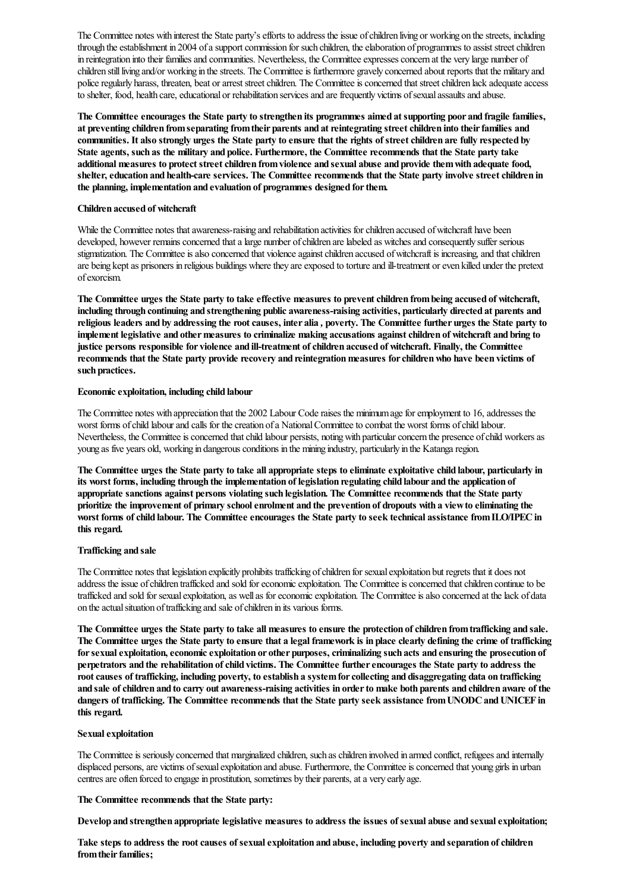The Committee notes with interest the State party's efforts to address the issue of children living or working on the streets, including through the establishment in 2004 of a support commission for such children, the elaboration of programmes to assist street children in reintegration into their families and communities. Nevertheless, the Committee expresses concern at the very large number of children still living and/or working in the streets. The Committee is furthermore gravely concerned about reports that the military and police regularly harass, threaten, beat or arrest street children. The Committee is concerned that street children lack adequate access to shelter, food, health care, educational or rehabilitation services and are frequently victims of sexual assaults and abuse.

**The Committee encourages the State party to strengthen its programmes aimed at supporting poor and fragile families, at preventing children from separating from their parents and at reintegrating street children into their families and communities. It also strongly urges the State party to ensure that the rights of street children are fully respected by State agents, such as the military and police. Furthermore, the Committee recommends that the State party take additional measures to protect street children from violence and sexual abuse and provide them with adequate food, shelter, education and health-care services. The Committee recommends that the State party involve street children in the planning, implementation and evaluation of programmes designed for them.**

**Children accused of witchcraft**

While the Committee notes that awareness-raising and rehabilitation activities for children accused of witchcraft have been developed, however remains concerned that a large number of children are labeled as witches and consequently suffer serious stigmatization. The Committee is also concerned that violence against children accused of witchcraft is increasing, and that children are being kept as prisoners in religious buildings where they are exposed to torture and ill-treatment or even killed under the pretext of exorcism.

**The Committee urges the State party to take effective measures to prevent children from being accused of witchcraft, including through continuing and strengthening public awareness-raising activities, particularly directed at parents and religious leaders and by addressing the root causes, inter alia , poverty. The Committee further urges the State party to implement legislative and other measures to criminalize making accusations against children of witchcraft and bring to justice persons responsible for violence and ill-treatment of children accused of witchcraft. Finally, the Committee recommends that the State party provide recovery and reintegration measures for children who have been victims of such practices.**

**Economic exploitation, including child labour**

The Committee notes with appreciation that the 2002 Labour Code raises the minimum age for employment to 16, addresses the worst forms of child labour and calls for the creation of a National Committee to combat the worst forms of child labour. Nevertheless, the Committee is concerned that child labour persists, noting with particular concern the presence of child workers as young as five years old, working in dangerous conditions in the mining industry, particularly in the Katanga region.

**The Committee urges the State party to take all appropriate steps to eliminate exploitative child labour, particularly in its worst forms, including through the implementation of legislation regulating child labour and the application of appropriate sanctions against persons violating such legislation. The Committee recommends that the State party prioritize the improvement of primary school enrolment and the prevention of dropouts with a view to eliminating the worst forms of child labour. The Committee encourages the State party to seek technical assistance from ILO/IPEC in this regard.**

**Trafficking and sale**

The Committee notes that legislation explicitly prohibits trafficking of children for sexual exploitation but regrets that it does not address the issue of children trafficked and sold for economic exploitation. The Committee is concerned that children continue to be trafficked and sold for sexual exploitation, as well as for economic exploitation. The Committee is also concerned at the lack of data on the actual situation of trafficking and sale of children in its various forms.

**The Committee urges the State party to take all measures to ensure the protection of children from trafficking and sale. The Committee urges the State party to ensure that a legal framework is in place clearly defining the crime of trafficking for sexual exploitation, economic exploitation or other purposes, criminalizing such acts and ensuring the prosecution of perpetrators and the rehabilitation of child victims. The Committee further encourages the State party to address the root causes of trafficking, including poverty, to establish a system for collecting and disaggregating data on trafficking and sale of children and to carry out awareness-raising activities in order to make both parents and children aware of the dangers of trafficking. The Committee recommends that the State party seek assistance from UNODC and UNICEF in this regard.**

**Sexual exploitation**

The Committee is seriously concerned that marginalized children, such as children involved in armed conflict, refugees and internally displaced persons, are victims of sexual exploitation and abuse. Furthermore, the Committee is concerned that young girls in urban centres are often forced to engage in prostitution, sometimes by their parents, at a very early age.

**The Committee recommends that the State party:**

**Develop and strengthen appropriate legislative measures to address the issues of sexual abuse and sexual exploitation;**

**Take steps to address the root causes of sexual exploitation and abuse, including poverty and separation of children from their families;**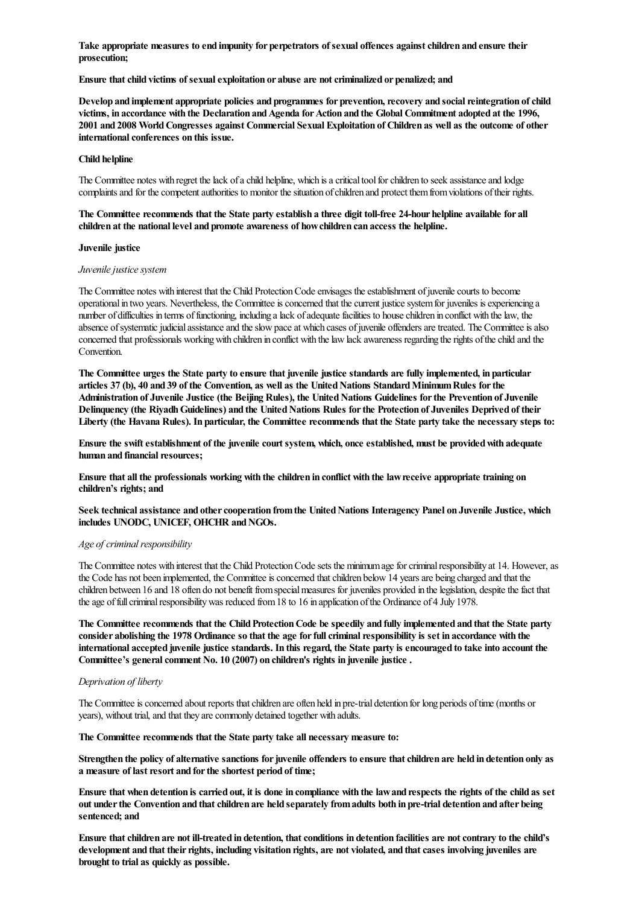**Take appropriate measures to end impunity for perpetrators of sexual offences against children and ensure their prosecution;**

**Ensure that child victims of sexual exploitation or abuse are not criminalized or penalized; and**

**Develop and implement appropriate policies and programmes for prevention, recovery and social reintegration of child victims, in accordance with the Declaration and Agenda for Action and the Global Commitment adopted at the 1996, 2001 and 2008 World Congresses against Commercial Sexual Exploitation of Children as well as the outcome of other international conferences on this issue.**

**Child helpline**

The Committee notes with regret the lack of a child helpline, which is a critical tool for children to seek assistance and lodge complaints and for the competent authorities to monitor the situation of children and protect them from violations of their rights.

**The Committee recommends that the State party establish a three digit toll-free 24-hour helpline available for all children at the national level and promote awareness of how children can access the helpline.**

**Juvenile justice**

*Juvenile justice system*

The Committee notes with interest that the Child Protection Code envisages the establishment of juvenile courts to become operational in two years. Nevertheless, the Committee is concerned that the current justice system for juveniles is experiencing a number of difficulties in terms of functioning, including a lack of adequate facilities to house children in conflict with the law, the absence of systematic judicial assistance and the slow pace at which cases of juvenile offenders are treated. The Committee is also concerned that professionals working with children in conflict with the law lack awareness regarding the rights of the child and the Convention.

**The Committee urges the State party to ensure that juvenile justice standards are fully implemented, in particular articles 37 (b), 40 and 39 of the Convention, as well as the United Nations Standard Minimum Rules for the Administration of Juvenile Justice (the Beijing Rules), the United Nations Guidelines for the Prevention of Juvenile Delinquency (the Riyadh Guidelines) and the United Nations Rules for the Protection of Juveniles Deprived of their Liberty (the Havana Rules). In particular, the Committee recommends that the State party take the necessary steps to:**

**Ensure the swift establishment of the juvenile court system, which, once established, must be provided with adequate human and financial resources;**

**Ensure that all the professionals working with the children in conflict with the law receive appropriate training on children's rights; and**

**Seek technical assistance and other cooperation from the United Nations Interagency Panel on Juvenile Justice, which includes UNODC, UNICEF, OHCHR and NGOs.**

*Age of criminal responsibility*

The Committee notes with interest that the Child Protection Code sets the minimum age for criminal responsibility at 14. However, as the Code has not been implemented, the Committee is concerned that children below 14 years are being charged and that the children between 16 and 18 often do not benefit from special measures for juveniles provided in the legislation, despite the fact that the age of full criminal responsibility was reduced from 18 to 16 in application of the Ordinance of 4 July 1978.

**The Committee recommends that the Child Protection Code be speedily and fully implemented and that the State party consider abolishing the 1978 Ordinance so that the age for full criminal responsibility is set in accordance with the international accepted juvenile justice standards. In this regard, the State party is encouraged to take into account the Committee's general comment No. 10 (2007) on children's rights in juvenile justice .**

*Deprivation of liberty*

The Committee is concerned about reports that children are often held in pre-trial detention for long periods of time (months or years), without trial, and that they are commonly detained together with adults.

**The Committee recommends that the State party take all necessary measure to:**

**Strengthen the policy of alternative sanctions for juvenile offenders to ensure that children are held in detention only as a measure of last resort and for the shortest period of time;**

**Ensure that when detention is carried out, it is done in compliance with the law and respects the rights of the child as set out under the Convention and that children are held separately from adults both in pre-trial detention and after being sentenced; and**

**Ensure that children are not ill-treated in detention, that conditions in detention facilities are not contrary to the child's development and that their rights, including visitation rights, are not violated, and that cases involving juveniles are brought to trial as quickly as possible.**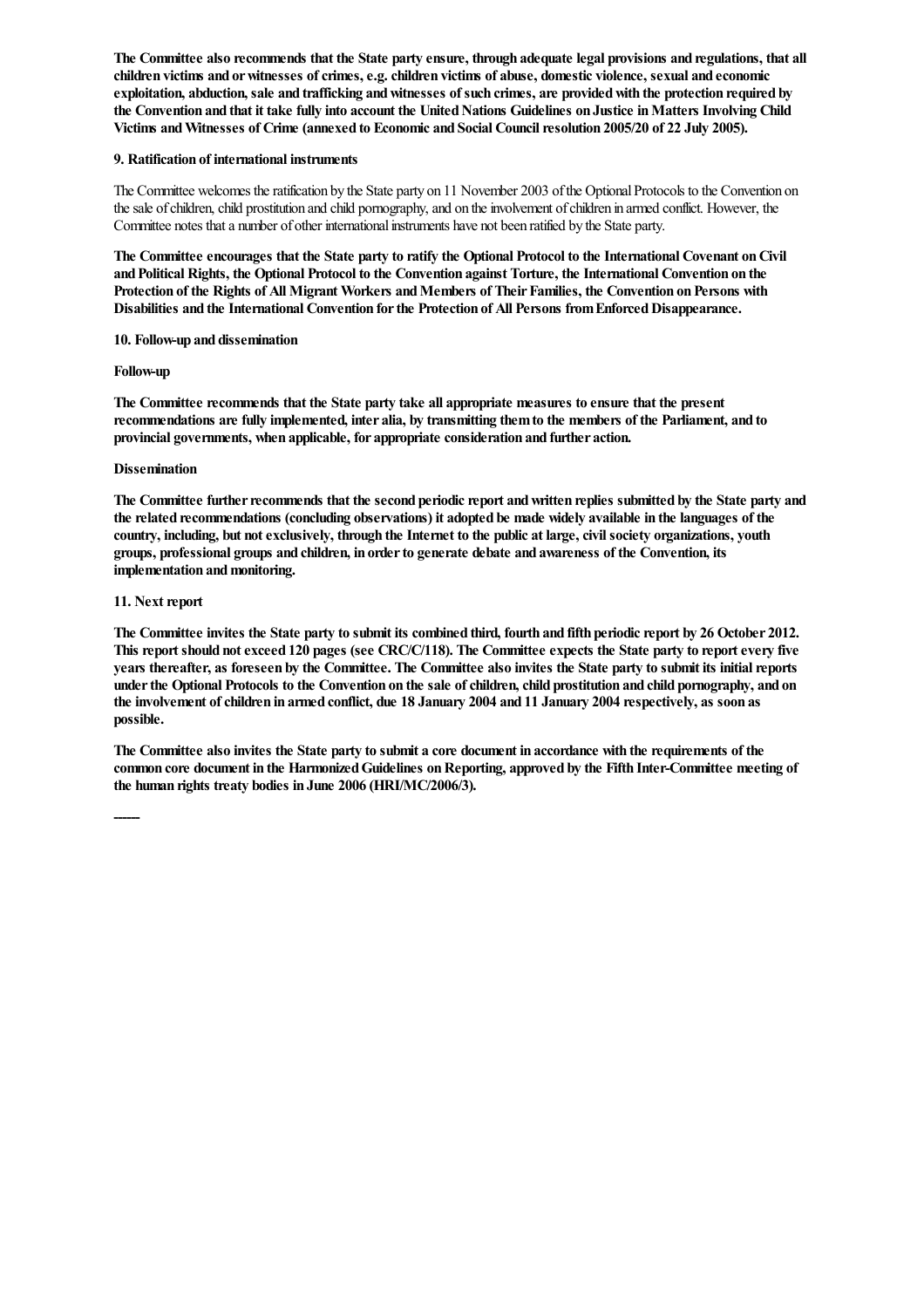**The Committee also recommends that the State party ensure, through adequate legal provisions and regulations, that all children victims and or witnesses of crimes, e.g. children victims of abuse, domestic violence, sexual and economic exploitation, abduction, sale and trafficking and witnesses of such crimes, are provided with the protection required by the Convention and that it take fully into account the United Nations Guidelines on Justice in Matters Involving Child Victims and Witnesses of Crime (annexed to Economic and Social Council resolution 2005/20 of 22 July 2005).**

**9. Ratification of international instruments**

The Committee welcomes the ratification by the State party on 11 November 2003 of the Optional Protocols to the Convention on the sale of children, child prostitution and child pornography, and on the involvement of children in armed conflict. However, the Committee notes that a number of other international instruments have not been ratified by the State party.

**The Committee encourages that the State party to ratify the Optional Protocol to the International Covenant on Civil and Political Rights, the Optional Protocol to the Convention against Torture, the International Convention on the Protection of the Rights of All Migrant Workers and Members of Their Families, the Convention on Persons with Disabilities and the International Convention for the Protection of All Persons from Enforced Disappearance.**

**10. Follow-up and dissemination**

**Follow-up**

**The Committee recommends that the State party take all appropriate measures to ensure that the present recommendations are fully implemented, inter alia, by transmitting them to the members of the Parliament, and to provincial governments, when applicable, for appropriate consideration and further action.**

**Dissemination**

**The Committee further recommends that the second periodic report and written replies submitted by the State party and the related recommendations (concluding observations) it adopted be made widely available in the languages of the country, including, but not exclusively, through the Internet to the public at large, civil society organizations, youth groups, professional groups and children, in order to generate debate and awareness of the Convention, its implementation and monitoring.**

**11. Next report**

**The Committee invites the State party to submit its combined third, fourth and fifth periodic report by 26 October 2012. This report should not exceed 120 pages (see CRC/C/118). The Committee expects the State party to report every five years thereafter, as foreseen by the Committee. The Committee also invites the State party to submit its initial reports under the Optional Protocols to the Convention on the sale of children, child prostitution and child pornography, and on the involvement of children in armed conflict, due 18 January 2004 and 11 January 2004 respectively, as soon as possible.**

**The Committee also invites the State party to submit a core document in accordance with the requirements of the common core document in the Harmonized Guidelines on Reporting, approved by the Fifth Inter-Committee meeting of the human rights treaty bodies in June 2006 (HRI/MC/2006/3).**

-----